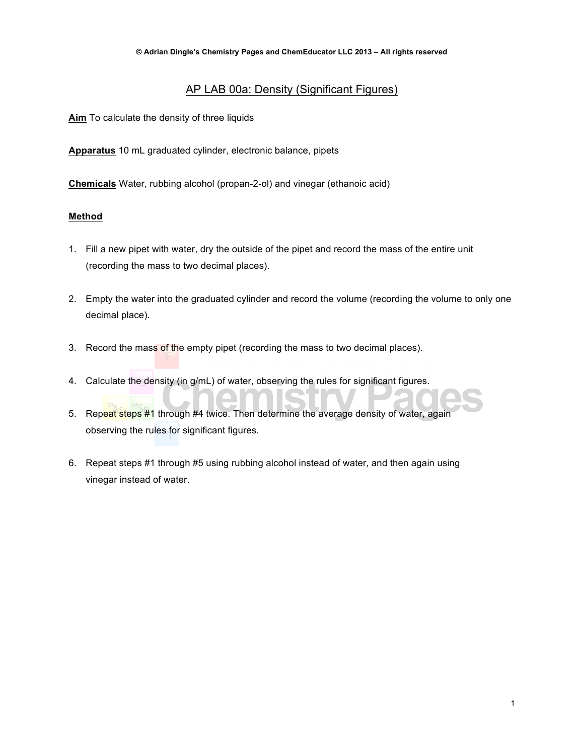© Adrian Dingle's Chemistry Pages and ChemEducator LLC 2013 – All rights reserved

# AP LAB 00a: Density (Significant Figures)

**Aim** To calculate the density of three liquids

**Apparatus** 10 mL graduated cylinder, electronic balance, pipets

**Chemicals** Water, rubbing alcohol (propan-2-ol) and vinegar (ethanoic acid)

**Method**

1. Fill a new pipet with water, dry the outside of the pipet and record the mass of the entire unit (recording the mass to two decimal places).

2. Empty the water into the graduated cylinder and record the volume (recording the volume to only one decimal place).

3. Record the mass of the empty pipet (recording the mass to two decimal places).

4. Calculate the density (in g/mL) of water, observing the rules for significant figures.

5. Repeat steps #1 through #4 twice. Then determine the average density of water, again observing the rules for significant figures.

6. Repeat steps #1 through #5 using rubbing alcohol instead of water, and then again using vinegar instead of water.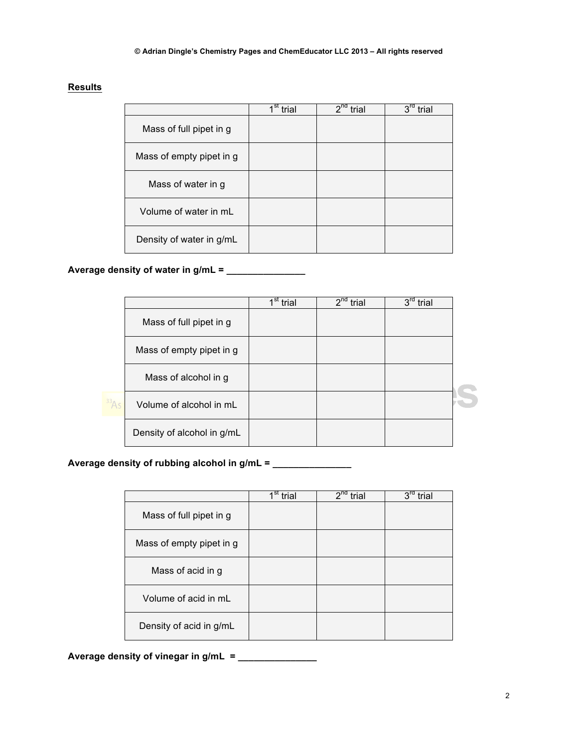**Results**

| | 1st trial | 2nd trial | 3rd trial |
|---|---|---|---|
| Mass of full pipet in g | | | |
| Mass of empty pipet in g | | | |
| Mass of water in g | | | |
| Volume of water in mL | | | |
| Density of water in g/mL | | | |

**Average density of water in g/mL = _______________**

| | 1st trial | 2nd trial | 3rd trial |
|---|---|---|---|
| Mass of full pipet in g | | | |
| Mass of empty pipet in g | | | |
| Mass of alcohol in g | | | |
| Volume of alcohol in mL | | | |
| Density of alcohol in g/mL | | | |

**Average density of rubbing alcohol in g/mL = _______________**

| | 1st trial | 2nd trial | 3rd trial |
|---|---|---|---|
| Mass of full pipet in g | | | |
| Mass of empty pipet in g | | | |
| Mass of acid in g | | | |
| Volume of acid in mL | | | |
| Density of acid in g/mL | | | |

**Average density of vinegar in g/mL = _______________**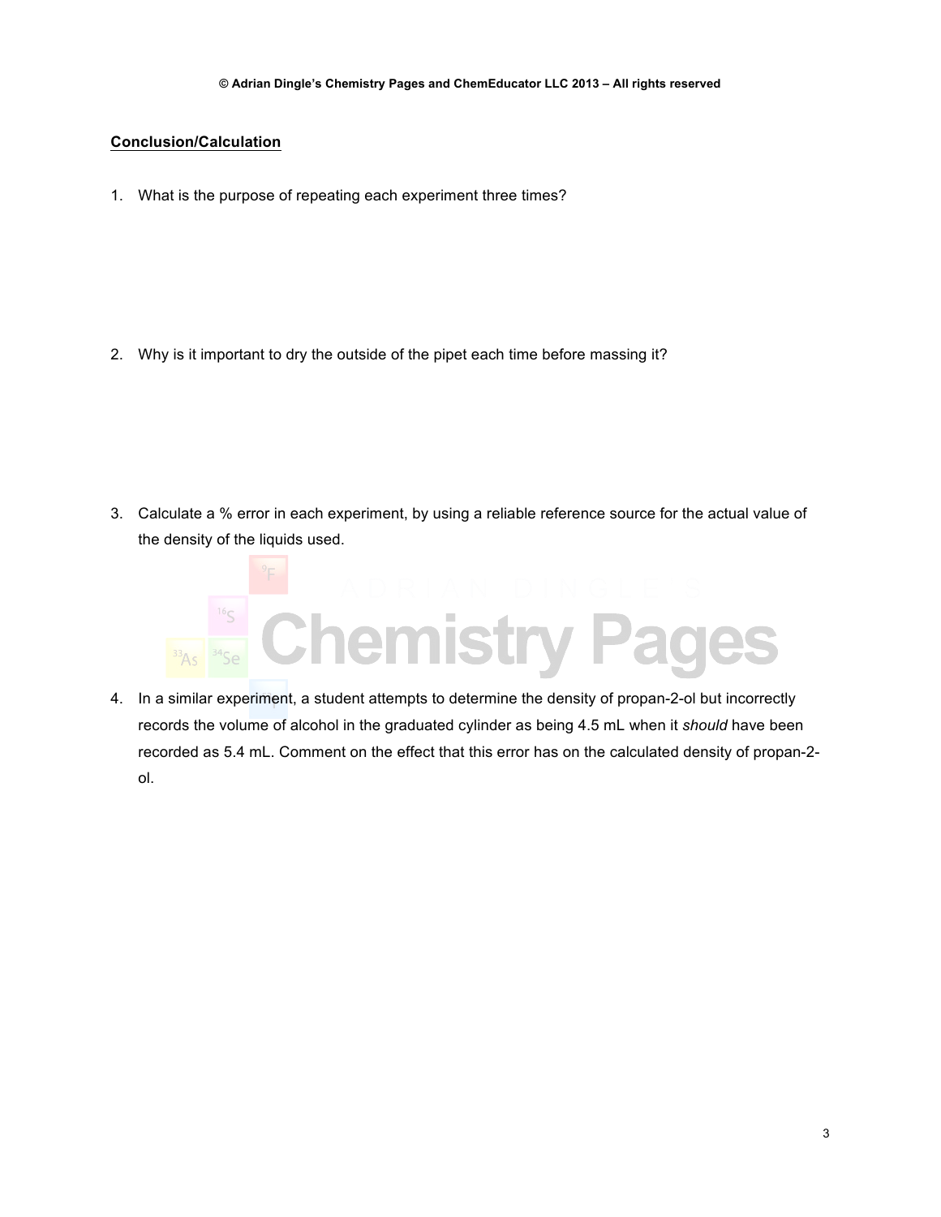**Conclusion/Calculation**

1. What is the purpose of repeating each experiment three times?

2. Why is it important to dry the outside of the pipet each time before massing it?

3. Calculate a % error in each experiment, by using a reliable reference source for the actual value of the density of the liquids used.

4. In a similar experiment, a student attempts to determine the density of propan-2-ol but incorrectly records the volume of alcohol in the graduated cylinder as being 4.5 mL when it *should* have been recorded as 5.4 mL. Comment on the effect that this error has on the calculated density of propan-2-ol.